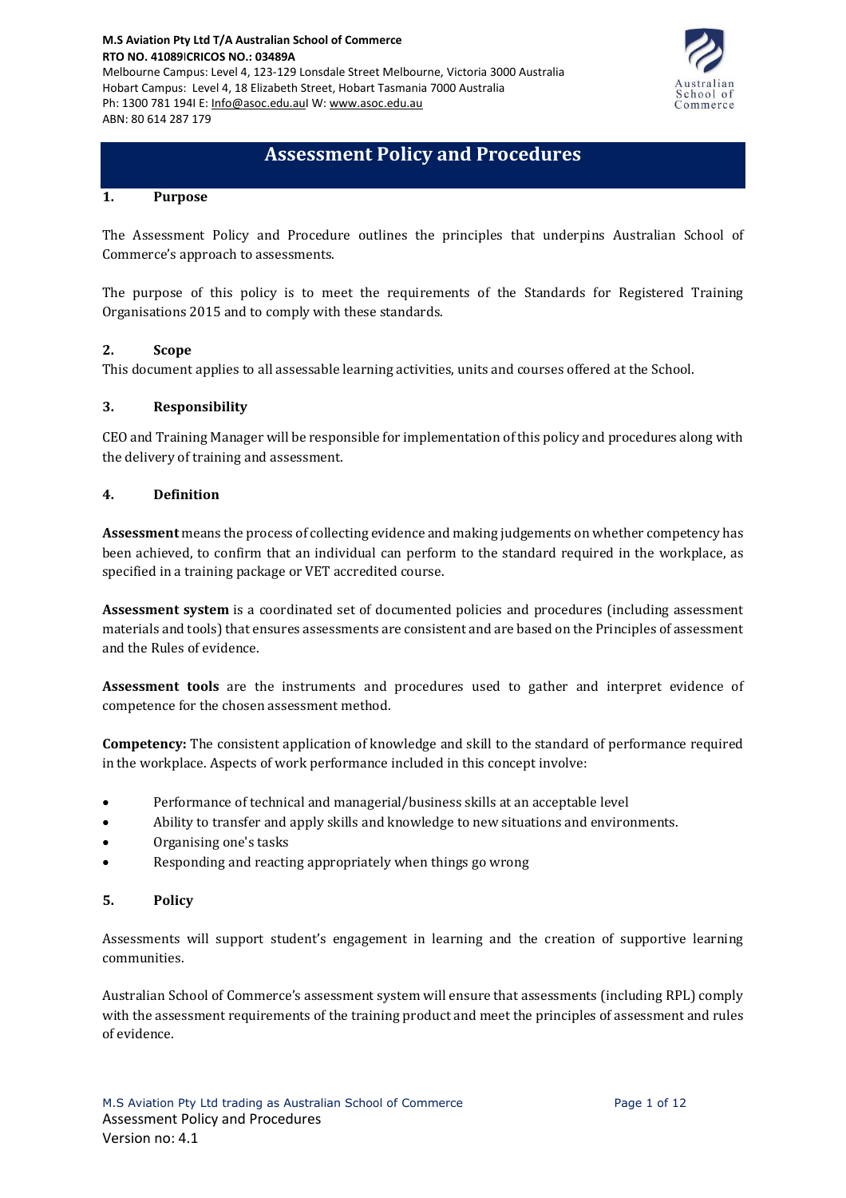M.S Aviation Pty Ltd T/A Australian School of Commerce
RTO NO. 41089|CRICOS NO.: 03489A
Melbourne Campus: Level 4, 123-129 Lonsdale Street Melbourne, Victoria 3000 Australia
Hobart Campus: Level 4, 18 Elizabeth Street, Hobart Tasmania 7000 Australia
Ph: 1300 781 194| E: Info@asoc.edu.au| W: www.asoc.edu.au
ABN: 80 614 287 179

# Assessment Policy and Procedures

## 1. Purpose

The Assessment Policy and Procedure outlines the principles that underpins Australian School of Commerce's approach to assessments.

The purpose of this policy is to meet the requirements of the Standards for Registered Training Organisations 2015 and to comply with these standards.

## 2. Scope

This document applies to all assessable learning activities, units and courses offered at the School.

## 3. Responsibility

CEO and Training Manager will be responsible for implementation of this policy and procedures along with the delivery of training and assessment.

## 4. Definition

**Assessment** means the process of collecting evidence and making judgements on whether competency has been achieved, to confirm that an individual can perform to the standard required in the workplace, as specified in a training package or VET accredited course.

**Assessment system** is a coordinated set of documented policies and procedures (including assessment materials and tools) that ensures assessments are consistent and are based on the Principles of assessment and the Rules of evidence.

**Assessment tools** are the instruments and procedures used to gather and interpret evidence of competence for the chosen assessment method.

**Competency:** The consistent application of knowledge and skill to the standard of performance required in the workplace. Aspects of work performance included in this concept involve:

- Performance of technical and managerial/business skills at an acceptable level
- Ability to transfer and apply skills and knowledge to new situations and environments.
- Organising one's tasks
- Responding and reacting appropriately when things go wrong

## 5. Policy

Assessments will support student's engagement in learning and the creation of supportive learning communities.

Australian School of Commerce's assessment system will ensure that assessments (including RPL) comply with the assessment requirements of the training product and meet the principles of assessment and rules of evidence.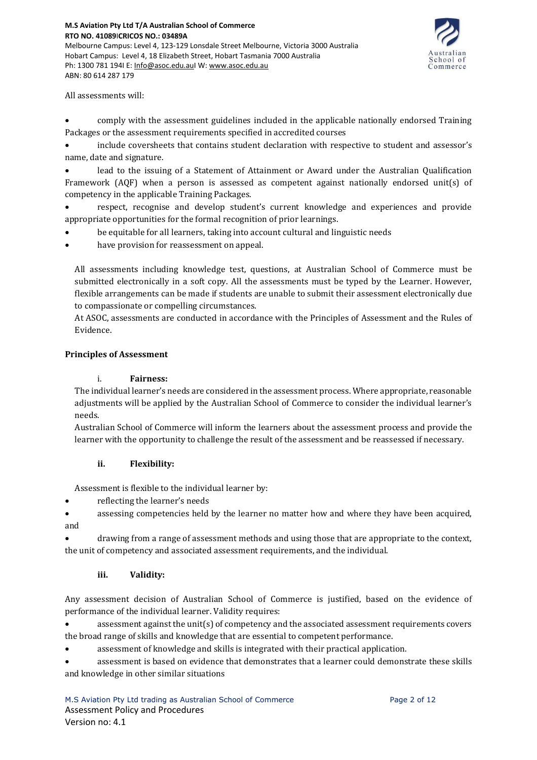All assessments will:

- comply with the assessment guidelines included in the applicable nationally endorsed Training Packages or the assessment requirements specified in accredited courses
- include coversheets that contains student declaration with respective to student and assessor's name, date and signature.
- lead to the issuing of a Statement of Attainment or Award under the Australian Qualification Framework (AQF) when a person is assessed as competent against nationally endorsed unit(s) of competency in the applicable Training Packages.
- respect, recognise and develop student's current knowledge and experiences and provide appropriate opportunities for the formal recognition of prior learnings.
- be equitable for all learners, taking into account cultural and linguistic needs
- have provision for reassessment on appeal.

All assessments including knowledge test, questions, at Australian School of Commerce must be submitted electronically in a soft copy. All the assessments must be typed by the Learner. However, flexible arrangements can be made if students are unable to submit their assessment electronically due to compassionate or compelling circumstances.

At ASOC, assessments are conducted in accordance with the Principles of Assessment and the Rules of Evidence.

**Principles of Assessment**

i. **Fairness:**

The individual learner's needs are considered in the assessment process. Where appropriate, reasonable adjustments will be applied by the Australian School of Commerce to consider the individual learner's needs.

Australian School of Commerce will inform the learners about the assessment process and provide the learner with the opportunity to challenge the result of the assessment and be reassessed if necessary.

**ii. Flexibility:**

Assessment is flexible to the individual learner by:

- reflecting the learner's needs
- assessing competencies held by the learner no matter how and where they have been acquired, and
- drawing from a range of assessment methods and using those that are appropriate to the context, the unit of competency and associated assessment requirements, and the individual.

**iii. Validity:**

Any assessment decision of Australian School of Commerce is justified, based on the evidence of performance of the individual learner. Validity requires:

- assessment against the unit(s) of competency and the associated assessment requirements covers the broad range of skills and knowledge that are essential to competent performance.
- assessment of knowledge and skills is integrated with their practical application.
- assessment is based on evidence that demonstrates that a learner could demonstrate these skills and knowledge in other similar situations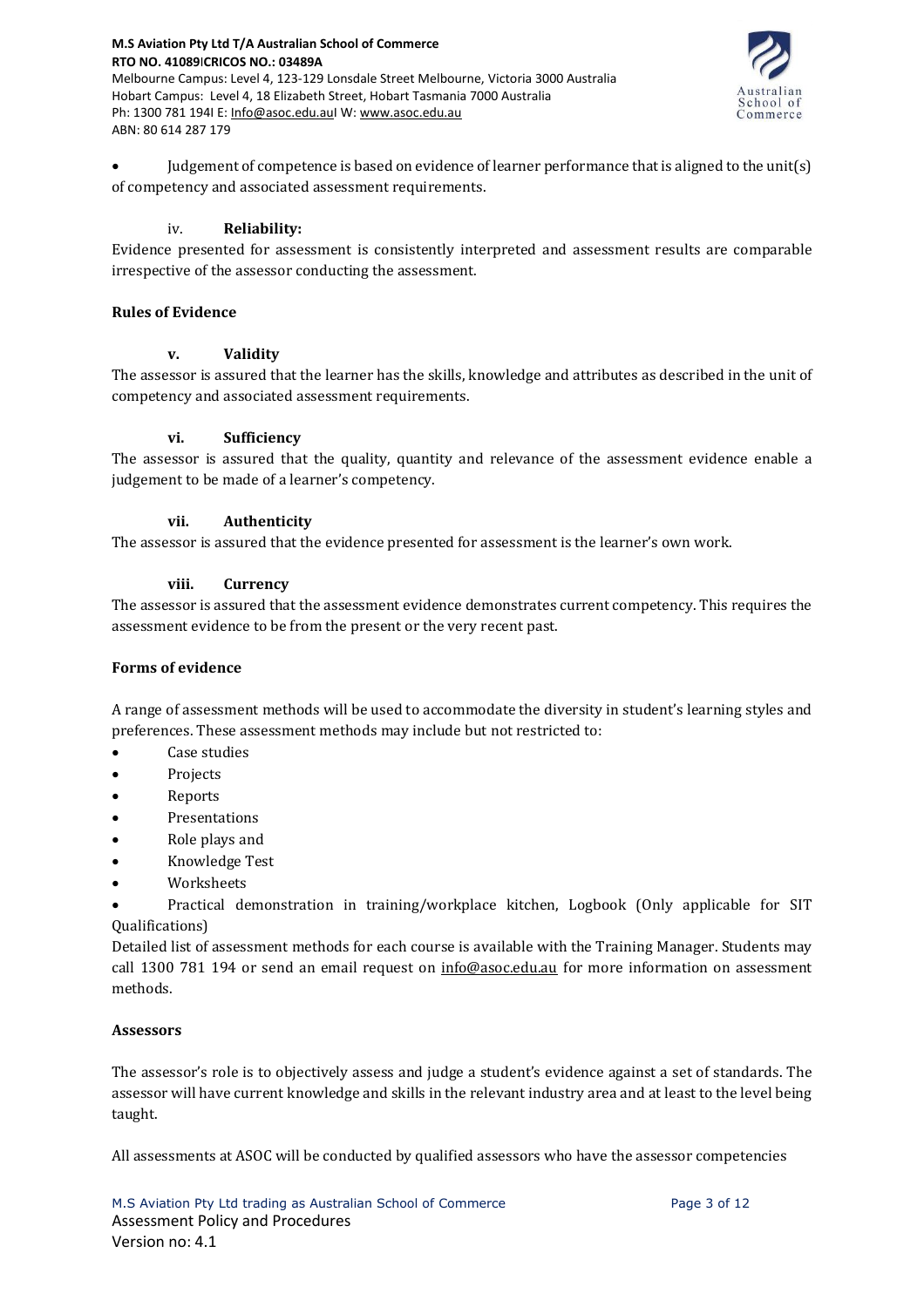- Judgement of competence is based on evidence of learner performance that is aligned to the unit(s) of competency and associated assessment requirements.

iv. **Reliability:**

Evidence presented for assessment is consistently interpreted and assessment results are comparable irrespective of the assessor conducting the assessment.

**Rules of Evidence**

**v. Validity**

The assessor is assured that the learner has the skills, knowledge and attributes as described in the unit of competency and associated assessment requirements.

**vi. Sufficiency**

The assessor is assured that the quality, quantity and relevance of the assessment evidence enable a judgement to be made of a learner's competency.

**vii. Authenticity**

The assessor is assured that the evidence presented for assessment is the learner's own work.

**viii. Currency**

The assessor is assured that the assessment evidence demonstrates current competency. This requires the assessment evidence to be from the present or the very recent past.

**Forms of evidence**

A range of assessment methods will be used to accommodate the diversity in student's learning styles and preferences. These assessment methods may include but not restricted to:

- Case studies
- Projects
- Reports
- Presentations
- Role plays and
- Knowledge Test
- Worksheets
- Practical demonstration in training/workplace kitchen, Logbook (Only applicable for SIT Qualifications)

Detailed list of assessment methods for each course is available with the Training Manager. Students may call 1300 781 194 or send an email request on info@asoc.edu.au for more information on assessment methods.

**Assessors**

The assessor's role is to objectively assess and judge a student's evidence against a set of standards. The assessor will have current knowledge and skills in the relevant industry area and at least to the level being taught.

All assessments at ASOC will be conducted by qualified assessors who have the assessor competencies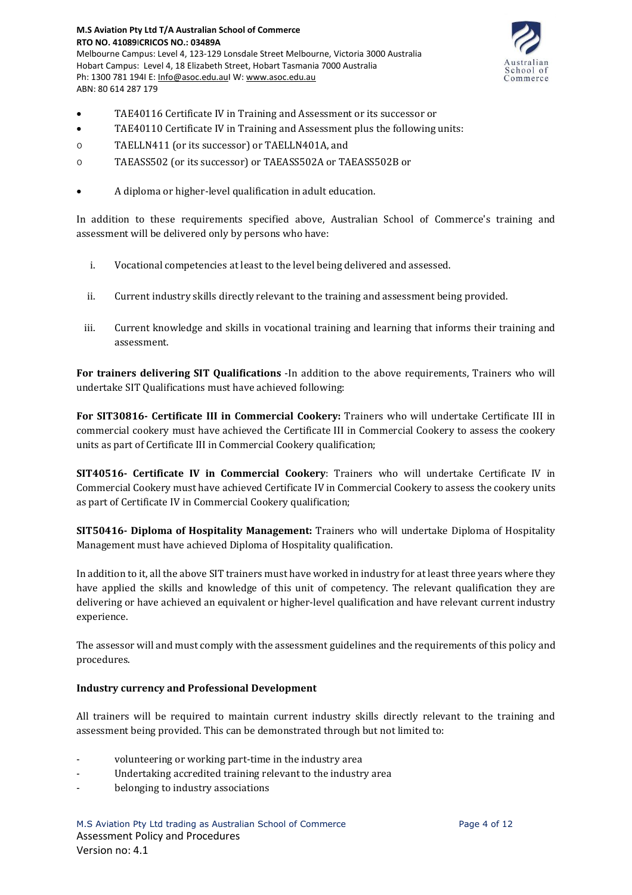- TAE40116 Certificate IV in Training and Assessment or its successor or
- TAE40110 Certificate IV in Training and Assessment plus the following units:
  - TAELLN411 (or its successor) or TAELLN401A, and
  - TAEASS502 (or its successor) or TAEASS502A or TAEASS502B or
- A diploma or higher-level qualification in adult education.

In addition to these requirements specified above, Australian School of Commerce's training and assessment will be delivered only by persons who have:

i. Vocational competencies at least to the level being delivered and assessed.

ii. Current industry skills directly relevant to the training and assessment being provided.

iii. Current knowledge and skills in vocational training and learning that informs their training and assessment.

**For trainers delivering SIT Qualifications** -In addition to the above requirements, Trainers who will undertake SIT Qualifications must have achieved following:

**For SIT30816- Certificate III in Commercial Cookery:** Trainers who will undertake Certificate III in commercial cookery must have achieved the Certificate III in Commercial Cookery to assess the cookery units as part of Certificate III in Commercial Cookery qualification;

**SIT40516- Certificate IV in Commercial Cookery**: Trainers who will undertake Certificate IV in Commercial Cookery must have achieved Certificate IV in Commercial Cookery to assess the cookery units as part of Certificate IV in Commercial Cookery qualification;

**SIT50416- Diploma of Hospitality Management:** Trainers who will undertake Diploma of Hospitality Management must have achieved Diploma of Hospitality qualification.

In addition to it, all the above SIT trainers must have worked in industry for at least three years where they have applied the skills and knowledge of this unit of competency. The relevant qualification they are delivering or have achieved an equivalent or higher-level qualification and have relevant current industry experience.

The assessor will and must comply with the assessment guidelines and the requirements of this policy and procedures.

**Industry currency and Professional Development**

All trainers will be required to maintain current industry skills directly relevant to the training and assessment being provided. This can be demonstrated through but not limited to:

- volunteering or working part-time in the industry area
- Undertaking accredited training relevant to the industry area
- belonging to industry associations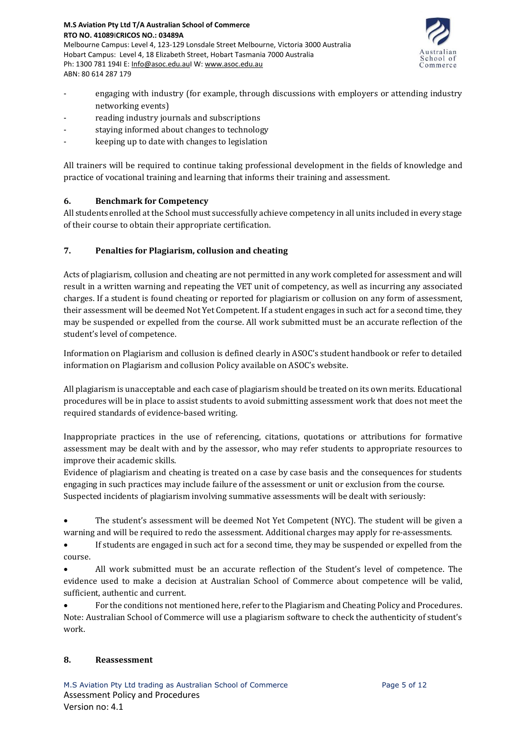- engaging with industry (for example, through discussions with employers or attending industry networking events)
- reading industry journals and subscriptions
- staying informed about changes to technology
- keeping up to date with changes to legislation

All trainers will be required to continue taking professional development in the fields of knowledge and practice of vocational training and learning that informs their training and assessment.

## 6. Benchmark for Competency

All students enrolled at the School must successfully achieve competency in all units included in every stage of their course to obtain their appropriate certification.

## 7. Penalties for Plagiarism, collusion and cheating

Acts of plagiarism, collusion and cheating are not permitted in any work completed for assessment and will result in a written warning and repeating the VET unit of competency, as well as incurring any associated charges. If a student is found cheating or reported for plagiarism or collusion on any form of assessment, their assessment will be deemed Not Yet Competent. If a student engages in such act for a second time, they may be suspended or expelled from the course. All work submitted must be an accurate reflection of the student's level of competence.

Information on Plagiarism and collusion is defined clearly in ASOC's student handbook or refer to detailed information on Plagiarism and collusion Policy available on ASOC's website.

All plagiarism is unacceptable and each case of plagiarism should be treated on its own merits. Educational procedures will be in place to assist students to avoid submitting assessment work that does not meet the required standards of evidence-based writing.

Inappropriate practices in the use of referencing, citations, quotations or attributions for formative assessment may be dealt with and by the assessor, who may refer students to appropriate resources to improve their academic skills.
Evidence of plagiarism and cheating is treated on a case by case basis and the consequences for students engaging in such practices may include failure of the assessment or unit or exclusion from the course.
Suspected incidents of plagiarism involving summative assessments will be dealt with seriously:

- The student's assessment will be deemed Not Yet Competent (NYC). The student will be given a warning and will be required to redo the assessment. Additional charges may apply for re-assessments.
- If students are engaged in such act for a second time, they may be suspended or expelled from the course.
- All work submitted must be an accurate reflection of the Student's level of competence. The evidence used to make a decision at Australian School of Commerce about competence will be valid, sufficient, authentic and current.
- For the conditions not mentioned here, refer to the Plagiarism and Cheating Policy and Procedures.

Note: Australian School of Commerce will use a plagiarism software to check the authenticity of student's work.

## 8. Reassessment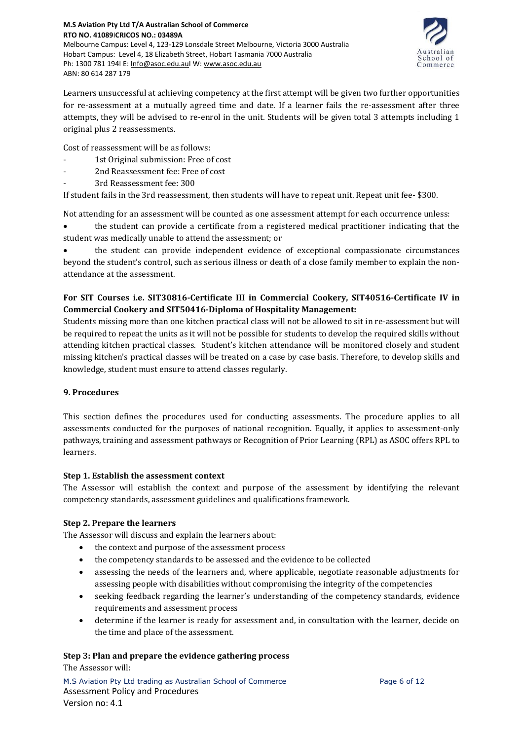Learners unsuccessful at achieving competency at the first attempt will be given two further opportunities for re-assessment at a mutually agreed time and date. If a learner fails the re-assessment after three attempts, they will be advised to re-enrol in the unit. Students will be given total 3 attempts including 1 original plus 2 reassessments.

Cost of reassessment will be as follows:

- 1st Original submission: Free of cost
- 2nd Reassessment fee: Free of cost
- 3rd Reassessment fee: 300

If student fails in the 3rd reassessment, then students will have to repeat unit. Repeat unit fee- $300.

Not attending for an assessment will be counted as one assessment attempt for each occurrence unless:

- the student can provide a certificate from a registered medical practitioner indicating that the student was medically unable to attend the assessment; or
- the student can provide independent evidence of exceptional compassionate circumstances beyond the student's control, such as serious illness or death of a close family member to explain the non-attendance at the assessment.

**For SIT Courses i.e. SIT30816-Certificate III in Commercial Cookery, SIT40516-Certificate IV in Commercial Cookery and SIT50416-Diploma of Hospitality Management:**

Students missing more than one kitchen practical class will not be allowed to sit in re-assessment but will be required to repeat the units as it will not be possible for students to develop the required skills without attending kitchen practical classes. Student's kitchen attendance will be monitored closely and student missing kitchen's practical classes will be treated on a case by case basis. Therefore, to develop skills and knowledge, student must ensure to attend classes regularly.

## 9. Procedures

This section defines the procedures used for conducting assessments. The procedure applies to all assessments conducted for the purposes of national recognition. Equally, it applies to assessment-only pathways, training and assessment pathways or Recognition of Prior Learning (RPL) as ASOC offers RPL to learners.

### Step 1. Establish the assessment context

The Assessor will establish the context and purpose of the assessment by identifying the relevant competency standards, assessment guidelines and qualifications framework.

### Step 2. Prepare the learners

The Assessor will discuss and explain the learners about:

- the context and purpose of the assessment process
- the competency standards to be assessed and the evidence to be collected
- assessing the needs of the learners and, where applicable, negotiate reasonable adjustments for assessing people with disabilities without compromising the integrity of the competencies
- seeking feedback regarding the learner's understanding of the competency standards, evidence requirements and assessment process
- determine if the learner is ready for assessment and, in consultation with the learner, decide on the time and place of the assessment.

### Step 3: Plan and prepare the evidence gathering process

The Assessor will: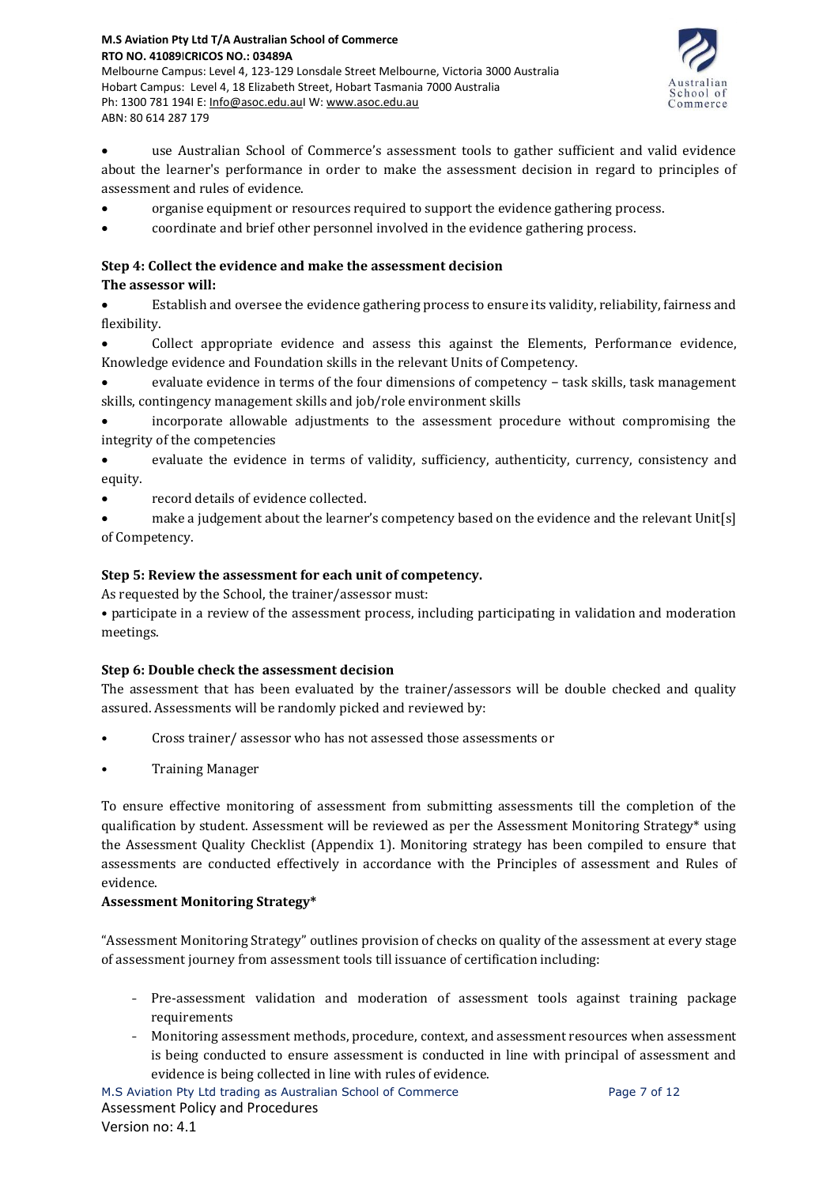- use Australian School of Commerce's assessment tools to gather sufficient and valid evidence about the learner's performance in order to make the assessment decision in regard to principles of assessment and rules of evidence.
- organise equipment or resources required to support the evidence gathering process.
- coordinate and brief other personnel involved in the evidence gathering process.

**Step 4: Collect the evidence and make the assessment decision**

**The assessor will:**

- Establish and oversee the evidence gathering process to ensure its validity, reliability, fairness and flexibility.
- Collect appropriate evidence and assess this against the Elements, Performance evidence, Knowledge evidence and Foundation skills in the relevant Units of Competency.
- evaluate evidence in terms of the four dimensions of competency – task skills, task management skills, contingency management skills and job/role environment skills
- incorporate allowable adjustments to the assessment procedure without compromising the integrity of the competencies
- evaluate the evidence in terms of validity, sufficiency, authenticity, currency, consistency and equity.
- record details of evidence collected.
- make a judgement about the learner's competency based on the evidence and the relevant Unit[s] of Competency.

**Step 5: Review the assessment for each unit of competency.**

As requested by the School, the trainer/assessor must:

- participate in a review of the assessment process, including participating in validation and moderation meetings.

**Step 6: Double check the assessment decision**

The assessment that has been evaluated by the trainer/assessors will be double checked and quality assured. Assessments will be randomly picked and reviewed by:

- Cross trainer/ assessor who has not assessed those assessments or
- Training Manager

To ensure effective monitoring of assessment from submitting assessments till the completion of the qualification by student. Assessment will be reviewed as per the Assessment Monitoring Strategy* using the Assessment Quality Checklist (Appendix 1). Monitoring strategy has been compiled to ensure that assessments are conducted effectively in accordance with the Principles of assessment and Rules of evidence.

**Assessment Monitoring Strategy***

"Assessment Monitoring Strategy" outlines provision of checks on quality of the assessment at every stage of assessment journey from assessment tools till issuance of certification including:

- Pre-assessment validation and moderation of assessment tools against training package requirements
- Monitoring assessment methods, procedure, context, and assessment resources when assessment is being conducted to ensure assessment is conducted in line with principal of assessment and evidence is being collected in line with rules of evidence.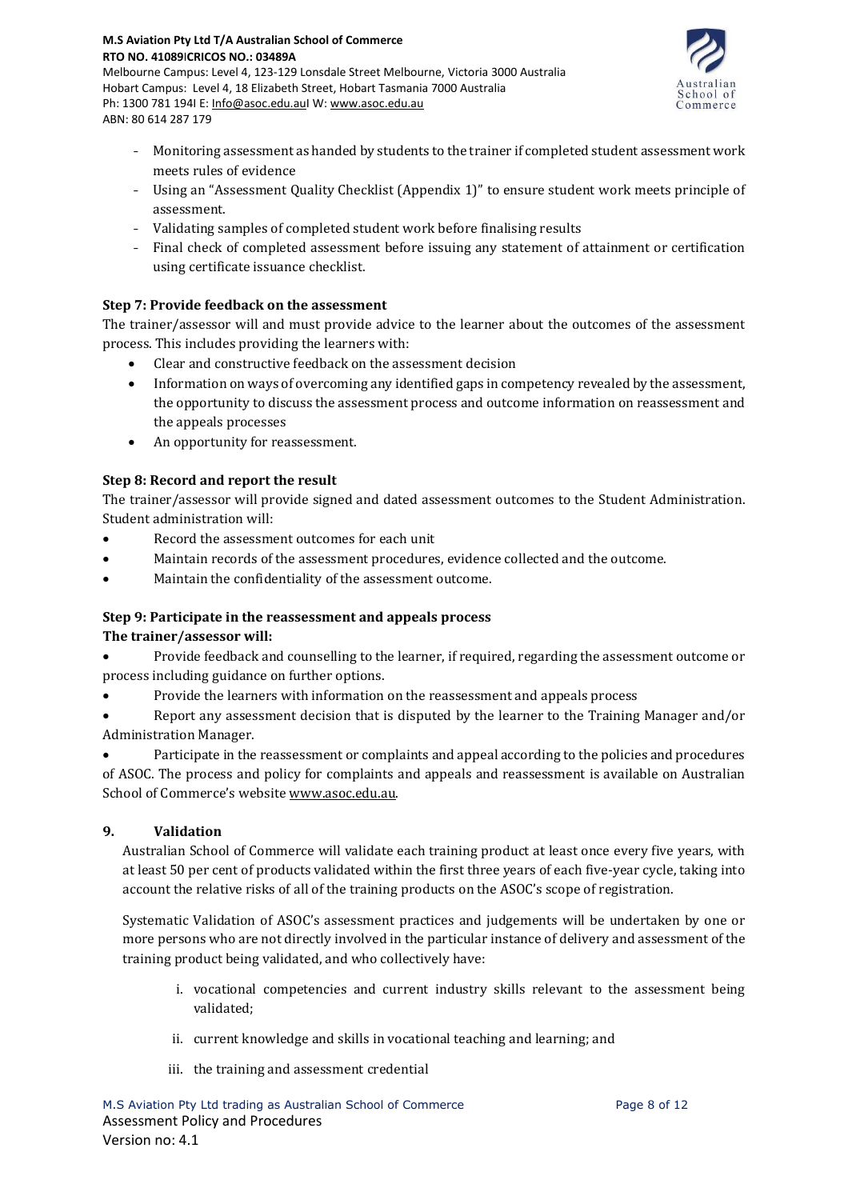- Monitoring assessment as handed by students to the trainer if completed student assessment work meets rules of evidence
- Using an "Assessment Quality Checklist (Appendix 1)" to ensure student work meets principle of assessment.
- Validating samples of completed student work before finalising results
- Final check of completed assessment before issuing any statement of attainment or certification using certificate issuance checklist.

**Step 7: Provide feedback on the assessment**

The trainer/assessor will and must provide advice to the learner about the outcomes of the assessment process. This includes providing the learners with:

- Clear and constructive feedback on the assessment decision
- Information on ways of overcoming any identified gaps in competency revealed by the assessment, the opportunity to discuss the assessment process and outcome information on reassessment and the appeals processes
- An opportunity for reassessment.

**Step 8: Record and report the result**

The trainer/assessor will provide signed and dated assessment outcomes to the Student Administration. Student administration will:

- Record the assessment outcomes for each unit
- Maintain records of the assessment procedures, evidence collected and the outcome.
- Maintain the confidentiality of the assessment outcome.

**Step 9: Participate in the reassessment and appeals process**

**The trainer/assessor will:**

- Provide feedback and counselling to the learner, if required, regarding the assessment outcome or process including guidance on further options.
- Provide the learners with information on the reassessment and appeals process
- Report any assessment decision that is disputed by the learner to the Training Manager and/or Administration Manager.
- Participate in the reassessment or complaints and appeal according to the policies and procedures of ASOC. The process and policy for complaints and appeals and reassessment is available on Australian School of Commerce's website www.asoc.edu.au.

## 9. Validation

Australian School of Commerce will validate each training product at least once every five years, with at least 50 per cent of products validated within the first three years of each five-year cycle, taking into account the relative risks of all of the training products on the ASOC's scope of registration.

Systematic Validation of ASOC's assessment practices and judgements will be undertaken by one or more persons who are not directly involved in the particular instance of delivery and assessment of the training product being validated, and who collectively have:

i. vocational competencies and current industry skills relevant to the assessment being validated;

ii. current knowledge and skills in vocational teaching and learning; and

iii. the training and assessment credential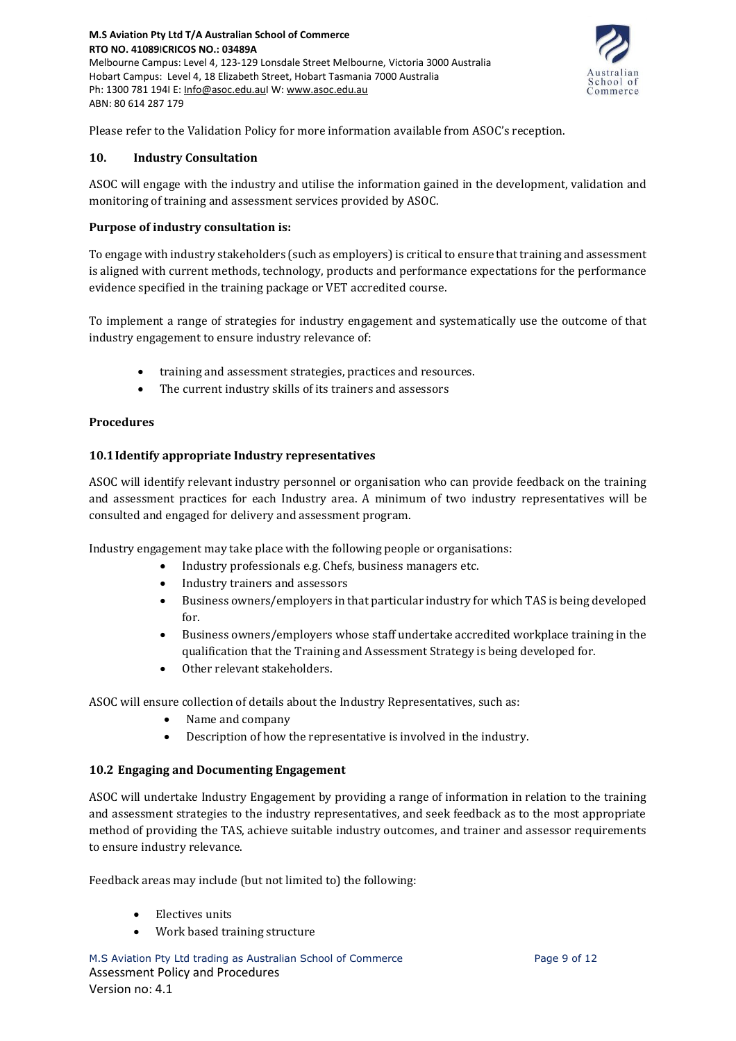Please refer to the Validation Policy for more information available from ASOC's reception.

## 10. Industry Consultation

ASOC will engage with the industry and utilise the information gained in the development, validation and monitoring of training and assessment services provided by ASOC.

**Purpose of industry consultation is:**

To engage with industry stakeholders (such as employers) is critical to ensure that training and assessment is aligned with current methods, technology, products and performance expectations for the performance evidence specified in the training package or VET accredited course.

To implement a range of strategies for industry engagement and systematically use the outcome of that industry engagement to ensure industry relevance of:

- training and assessment strategies, practices and resources.
- The current industry skills of its trainers and assessors

**Procedures**

### 10.1 Identify appropriate Industry representatives

ASOC will identify relevant industry personnel or organisation who can provide feedback on the training and assessment practices for each Industry area. A minimum of two industry representatives will be consulted and engaged for delivery and assessment program.

Industry engagement may take place with the following people or organisations:

- Industry professionals e.g. Chefs, business managers etc.
- Industry trainers and assessors
- Business owners/employers in that particular industry for which TAS is being developed for.
- Business owners/employers whose staff undertake accredited workplace training in the qualification that the Training and Assessment Strategy is being developed for.
- Other relevant stakeholders.

ASOC will ensure collection of details about the Industry Representatives, such as:

- Name and company
- Description of how the representative is involved in the industry.

### 10.2 Engaging and Documenting Engagement

ASOC will undertake Industry Engagement by providing a range of information in relation to the training and assessment strategies to the industry representatives, and seek feedback as to the most appropriate method of providing the TAS, achieve suitable industry outcomes, and trainer and assessor requirements to ensure industry relevance.

Feedback areas may include (but not limited to) the following:

- Electives units
- Work based training structure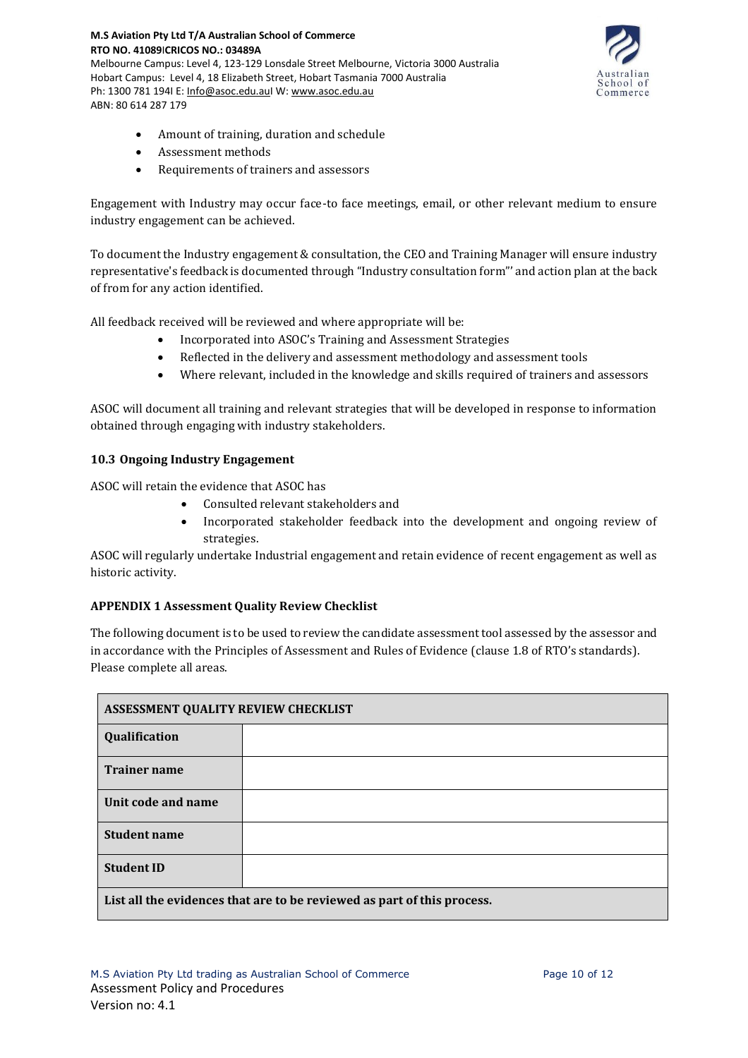- Amount of training, duration and schedule
- Assessment methods
- Requirements of trainers and assessors

Engagement with Industry may occur face-to face meetings, email, or other relevant medium to ensure industry engagement can be achieved.

To document the Industry engagement & consultation, the CEO and Training Manager will ensure industry representative's feedback is documented through "Industry consultation form"' and action plan at the back of from for any action identified.

All feedback received will be reviewed and where appropriate will be:

- Incorporated into ASOC's Training and Assessment Strategies
- Reflected in the delivery and assessment methodology and assessment tools
- Where relevant, included in the knowledge and skills required of trainers and assessors

ASOC will document all training and relevant strategies that will be developed in response to information obtained through engaging with industry stakeholders.

### 10.3 Ongoing Industry Engagement

ASOC will retain the evidence that ASOC has

- Consulted relevant stakeholders and
- Incorporated stakeholder feedback into the development and ongoing review of strategies.

ASOC will regularly undertake Industrial engagement and retain evidence of recent engagement as well as historic activity.

### APPENDIX 1 Assessment Quality Review Checklist

The following document is to be used to review the candidate assessment tool assessed by the assessor and in accordance with the Principles of Assessment and Rules of Evidence (clause 1.8 of RTO's standards). Please complete all areas.

| **ASSESSMENT QUALITY REVIEW CHECKLIST** | |
|---|---|
| **Qualification** | |
| **Trainer name** | |
| **Unit code and name** | |
| **Student name** | |
| **Student ID** | |
| **List all the evidences that are to be reviewed as part of this process.** | |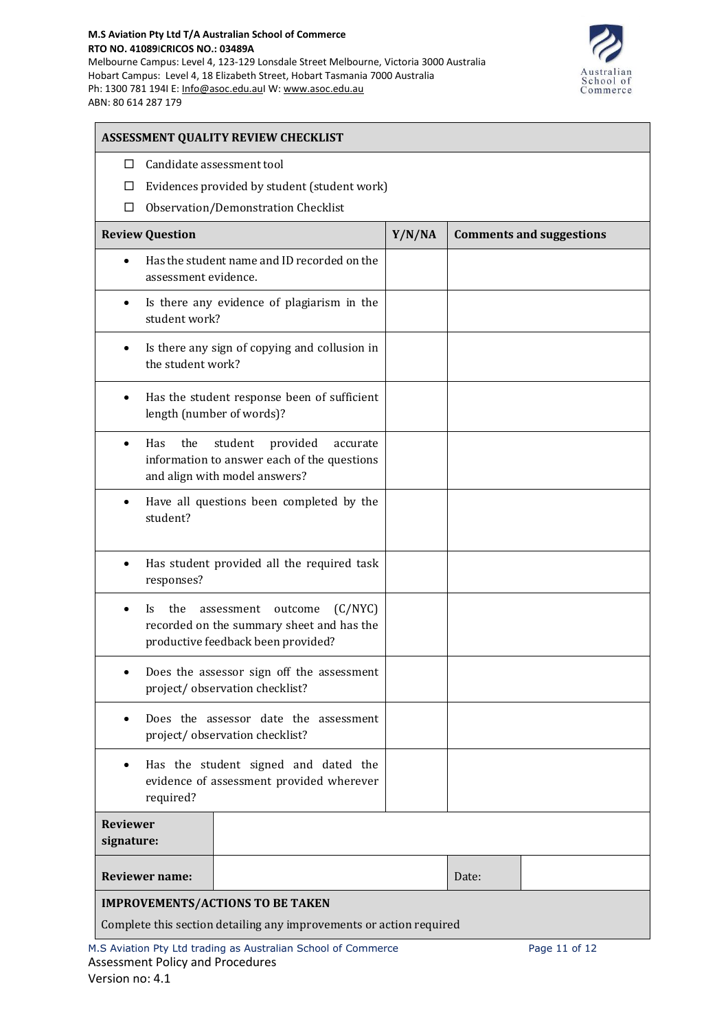| ASSESSMENT QUALITY REVIEW CHECKLIST | | |
|---|---|---|
| ☐ Candidate assessment tool<br>☐ Evidences provided by student (student work)<br>☐ Observation/Demonstration Checklist | | |
| **Review Question** | **Y/N/NA** | **Comments and suggestions** |
| • Has the student name and ID recorded on the assessment evidence. | | |
| • Is there any evidence of plagiarism in the student work? | | |
| • Is there any sign of copying and collusion in the student work? | | |
| • Has the student response been of sufficient length (number of words)? | | |
| • Has the student provided accurate information to answer each of the questions and align with model answers? | | |
| • Have all questions been completed by the student? | | |
| • Has student provided all the required task responses? | | |
| • Is the assessment outcome (C/NYC) recorded on the summary sheet and has the productive feedback been provided? | | |
| • Does the assessor sign off the assessment project/ observation checklist? | | |
| • Does the assessor date the assessment project/ observation checklist? | | |
| • Has the student signed and dated the evidence of assessment provided wherever required? | | |

| **Reviewer signature:** | | | |
|---|---|---|---|
| **Reviewer name:** | | Date: | |

**IMPROVEMENTS/ACTIONS TO BE TAKEN**

Complete this section detailing any improvements or action required

Assessment Policy and Procedures
Version no: 4.1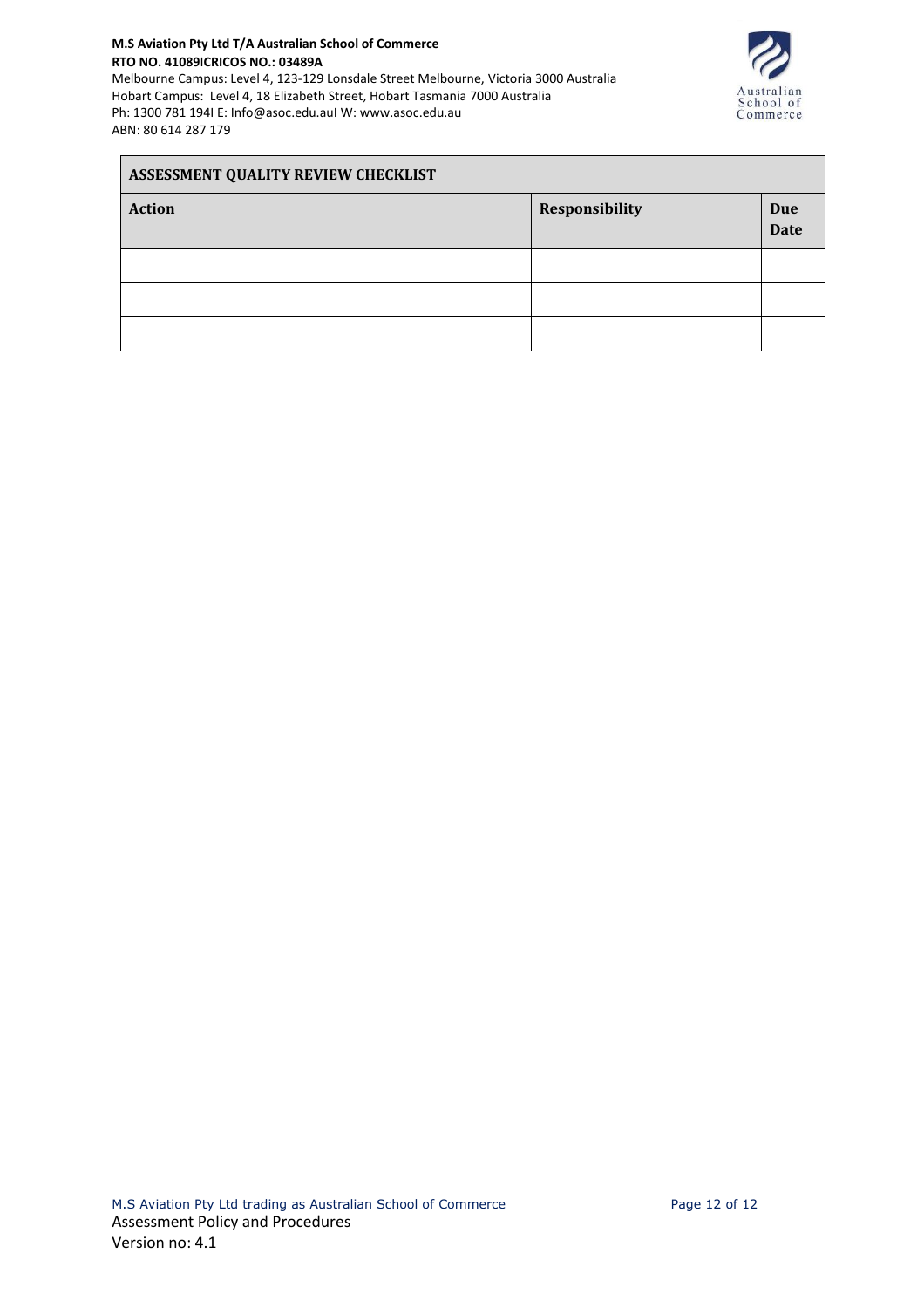| ASSESSMENT QUALITY REVIEW CHECKLIST | | |
|---|---|---|
| **Action** | **Responsibility** | **Due Date** |
| | | |
| | | |
| | | |